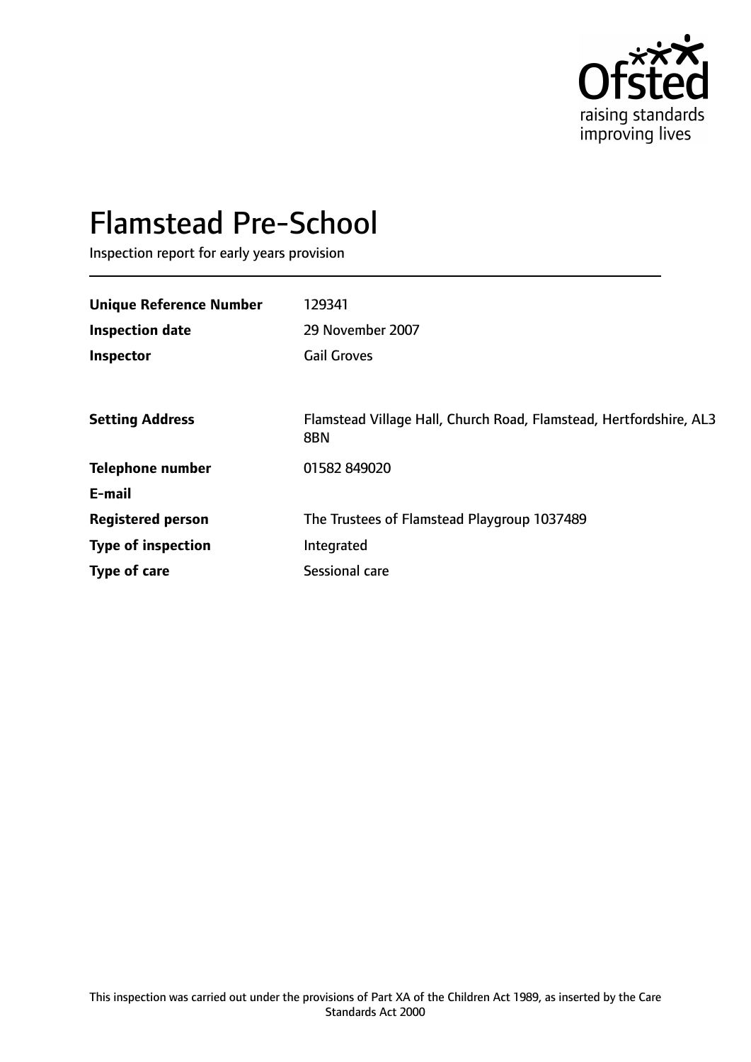Ofsted
raising standards
improving lives

# Flamstead Pre-School

Inspection report for early years provision

| | |
|---|---|
| **Unique Reference Number** | 129341 |
| **Inspection date** | 29 November 2007 |
| **Inspector** | Gail Groves |
| | |
| **Setting Address** | Flamstead Village Hall, Church Road, Flamstead, Hertfordshire, AL3 8BN |
| **Telephone number** | 01582 849020 |
| **E-mail** | |
| **Registered person** | The Trustees of Flamstead Playgroup 1037489 |
| **Type of inspection** | Integrated |
| **Type of care** | Sessional care |

This inspection was carried out under the provisions of Part XA of the Children Act 1989, as inserted by the Care Standards Act 2000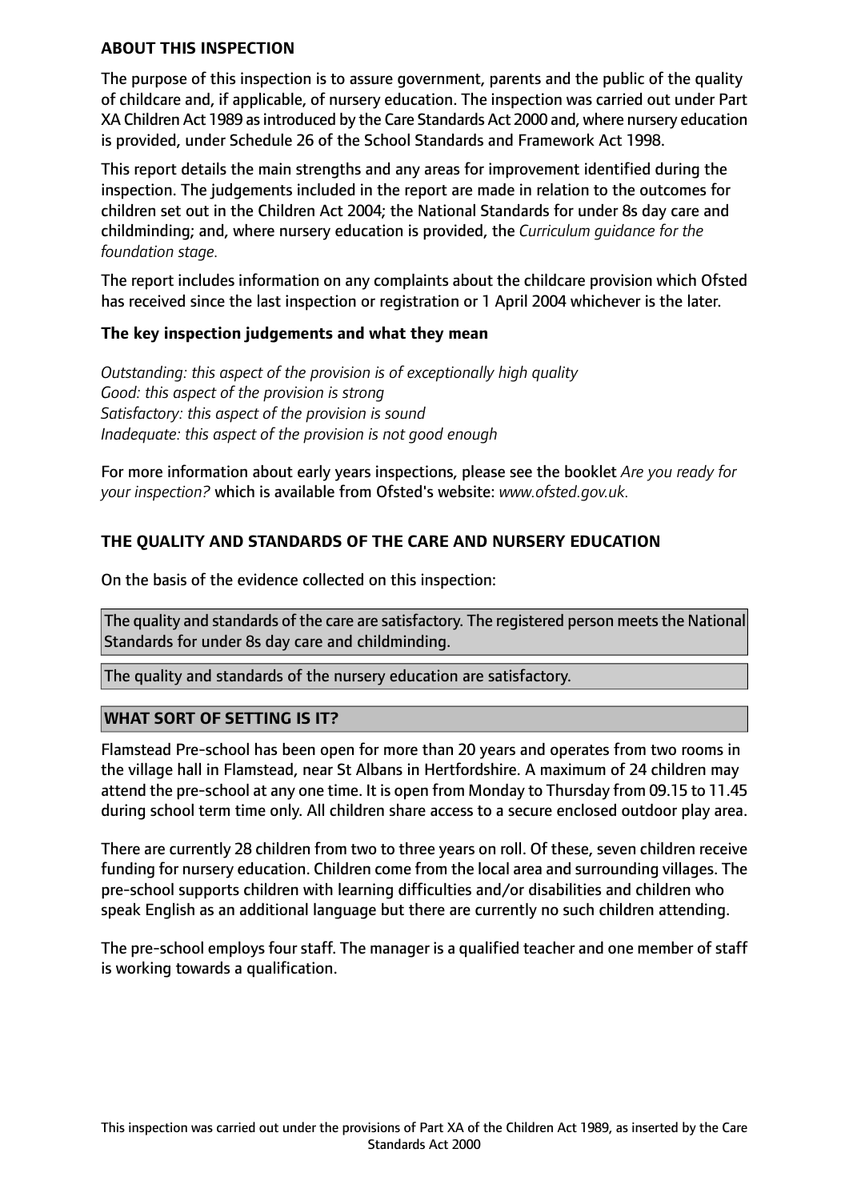## ABOUT THIS INSPECTION

The purpose of this inspection is to assure government, parents and the public of the quality of childcare and, if applicable, of nursery education. The inspection was carried out under Part XA Children Act 1989 as introduced by the Care Standards Act 2000 and, where nursery education is provided, under Schedule 26 of the School Standards and Framework Act 1998.

This report details the main strengths and any areas for improvement identified during the inspection. The judgements included in the report are made in relation to the outcomes for children set out in the Children Act 2004; the National Standards for under 8s day care and childminding; and, where nursery education is provided, the *Curriculum guidance for the foundation stage.*

The report includes information on any complaints about the childcare provision which Ofsted has received since the last inspection or registration or 1 April 2004 whichever is the later.

### The key inspection judgements and what they mean

*Outstanding: this aspect of the provision is of exceptionally high quality*
*Good: this aspect of the provision is strong*
*Satisfactory: this aspect of the provision is sound*
*Inadequate: this aspect of the provision is not good enough*

For more information about early years inspections, please see the booklet *Are you ready for your inspection?* which is available from Ofsted's website: *www.ofsted.gov.uk.*

## THE QUALITY AND STANDARDS OF THE CARE AND NURSERY EDUCATION

On the basis of the evidence collected on this inspection:

The quality and standards of the care are satisfactory. The registered person meets the National Standards for under 8s day care and childminding.

The quality and standards of the nursery education are satisfactory.

## WHAT SORT OF SETTING IS IT?

Flamstead Pre-school has been open for more than 20 years and operates from two rooms in the village hall in Flamstead, near St Albans in Hertfordshire. A maximum of 24 children may attend the pre-school at any one time. It is open from Monday to Thursday from 09.15 to 11.45 during school term time only. All children share access to a secure enclosed outdoor play area.

There are currently 28 children from two to three years on roll. Of these, seven children receive funding for nursery education. Children come from the local area and surrounding villages. The pre-school supports children with learning difficulties and/or disabilities and children who speak English as an additional language but there are currently no such children attending.

The pre-school employs four staff. The manager is a qualified teacher and one member of staff is working towards a qualification.

This inspection was carried out under the provisions of Part XA of the Children Act 1989, as inserted by the Care Standards Act 2000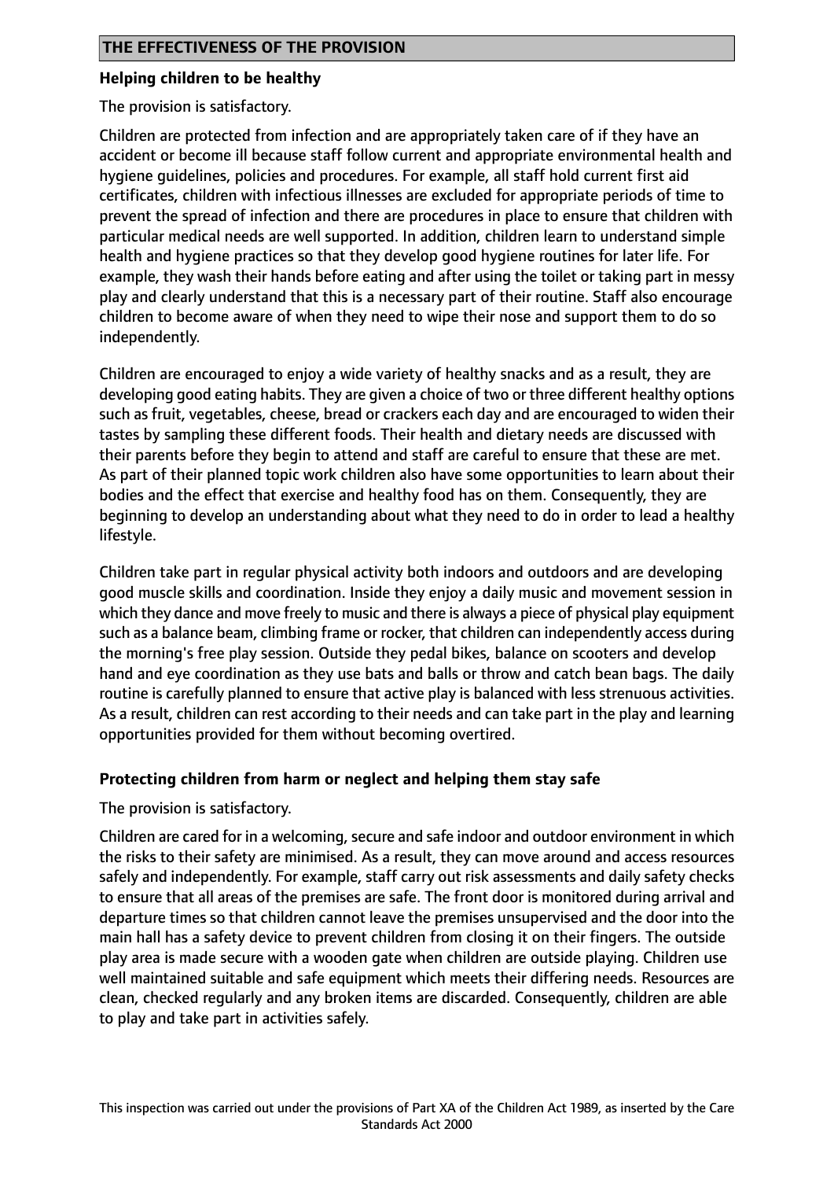## THE EFFECTIVENESS OF THE PROVISION

### Helping children to be healthy

The provision is satisfactory.

Children are protected from infection and are appropriately taken care of if they have an accident or become ill because staff follow current and appropriate environmental health and hygiene guidelines, policies and procedures. For example, all staff hold current first aid certificates, children with infectious illnesses are excluded for appropriate periods of time to prevent the spread of infection and there are procedures in place to ensure that children with particular medical needs are well supported. In addition, children learn to understand simple health and hygiene practices so that they develop good hygiene routines for later life. For example, they wash their hands before eating and after using the toilet or taking part in messy play and clearly understand that this is a necessary part of their routine. Staff also encourage children to become aware of when they need to wipe their nose and support them to do so independently.

Children are encouraged to enjoy a wide variety of healthy snacks and as a result, they are developing good eating habits. They are given a choice of two or three different healthy options such as fruit, vegetables, cheese, bread or crackers each day and are encouraged to widen their tastes by sampling these different foods. Their health and dietary needs are discussed with their parents before they begin to attend and staff are careful to ensure that these are met. As part of their planned topic work children also have some opportunities to learn about their bodies and the effect that exercise and healthy food has on them. Consequently, they are beginning to develop an understanding about what they need to do in order to lead a healthy lifestyle.

Children take part in regular physical activity both indoors and outdoors and are developing good muscle skills and coordination. Inside they enjoy a daily music and movement session in which they dance and move freely to music and there is always a piece of physical play equipment such as a balance beam, climbing frame or rocker, that children can independently access during the morning's free play session. Outside they pedal bikes, balance on scooters and develop hand and eye coordination as they use bats and balls or throw and catch bean bags. The daily routine is carefully planned to ensure that active play is balanced with less strenuous activities. As a result, children can rest according to their needs and can take part in the play and learning opportunities provided for them without becoming overtired.

### Protecting children from harm or neglect and helping them stay safe

The provision is satisfactory.

Children are cared for in a welcoming, secure and safe indoor and outdoor environment in which the risks to their safety are minimised. As a result, they can move around and access resources safely and independently. For example, staff carry out risk assessments and daily safety checks to ensure that all areas of the premises are safe. The front door is monitored during arrival and departure times so that children cannot leave the premises unsupervised and the door into the main hall has a safety device to prevent children from closing it on their fingers. The outside play area is made secure with a wooden gate when children are outside playing. Children use well maintained suitable and safe equipment which meets their differing needs. Resources are clean, checked regularly and any broken items are discarded. Consequently, children are able to play and take part in activities safely.

This inspection was carried out under the provisions of Part XA of the Children Act 1989, as inserted by the Care Standards Act 2000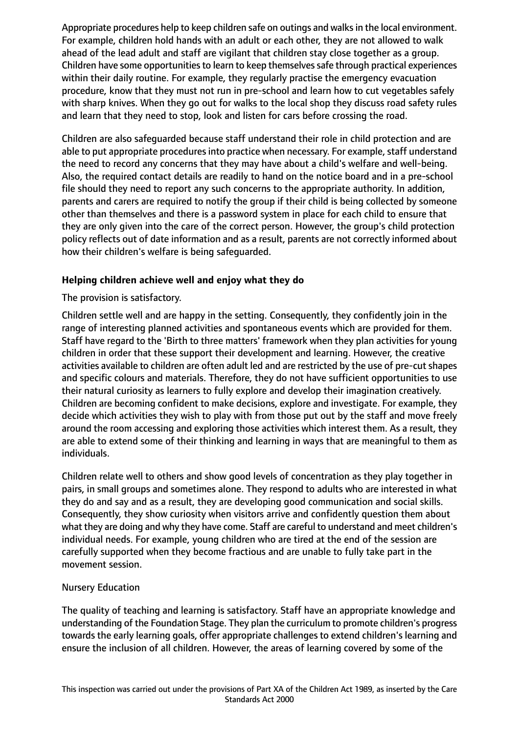Appropriate procedures help to keep children safe on outings and walks in the local environment. For example, children hold hands with an adult or each other, they are not allowed to walk ahead of the lead adult and staff are vigilant that children stay close together as a group. Children have some opportunities to learn to keep themselves safe through practical experiences within their daily routine. For example, they regularly practise the emergency evacuation procedure, know that they must not run in pre-school and learn how to cut vegetables safely with sharp knives. When they go out for walks to the local shop they discuss road safety rules and learn that they need to stop, look and listen for cars before crossing the road.

Children are also safeguarded because staff understand their role in child protection and are able to put appropriate procedures into practice when necessary. For example, staff understand the need to record any concerns that they may have about a child's welfare and well-being. Also, the required contact details are readily to hand on the notice board and in a pre-school file should they need to report any such concerns to the appropriate authority. In addition, parents and carers are required to notify the group if their child is being collected by someone other than themselves and there is a password system in place for each child to ensure that they are only given into the care of the correct person. However, the group's child protection policy reflects out of date information and as a result, parents are not correctly informed about how their children's welfare is being safeguarded.

### Helping children achieve well and enjoy what they do

The provision is satisfactory.

Children settle well and are happy in the setting. Consequently, they confidently join in the range of interesting planned activities and spontaneous events which are provided for them. Staff have regard to the 'Birth to three matters' framework when they plan activities for young children in order that these support their development and learning. However, the creative activities available to children are often adult led and are restricted by the use of pre-cut shapes and specific colours and materials. Therefore, they do not have sufficient opportunities to use their natural curiosity as learners to fully explore and develop their imagination creatively. Children are becoming confident to make decisions, explore and investigate. For example, they decide which activities they wish to play with from those put out by the staff and move freely around the room accessing and exploring those activities which interest them. As a result, they are able to extend some of their thinking and learning in ways that are meaningful to them as individuals.

Children relate well to others and show good levels of concentration as they play together in pairs, in small groups and sometimes alone. They respond to adults who are interested in what they do and say and as a result, they are developing good communication and social skills. Consequently, they show curiosity when visitors arrive and confidently question them about what they are doing and why they have come. Staff are careful to understand and meet children's individual needs. For example, young children who are tired at the end of the session are carefully supported when they become fractious and are unable to fully take part in the movement session.

Nursery Education

The quality of teaching and learning is satisfactory. Staff have an appropriate knowledge and understanding of the Foundation Stage. They plan the curriculum to promote children's progress towards the early learning goals, offer appropriate challenges to extend children's learning and ensure the inclusion of all children. However, the areas of learning covered by some of the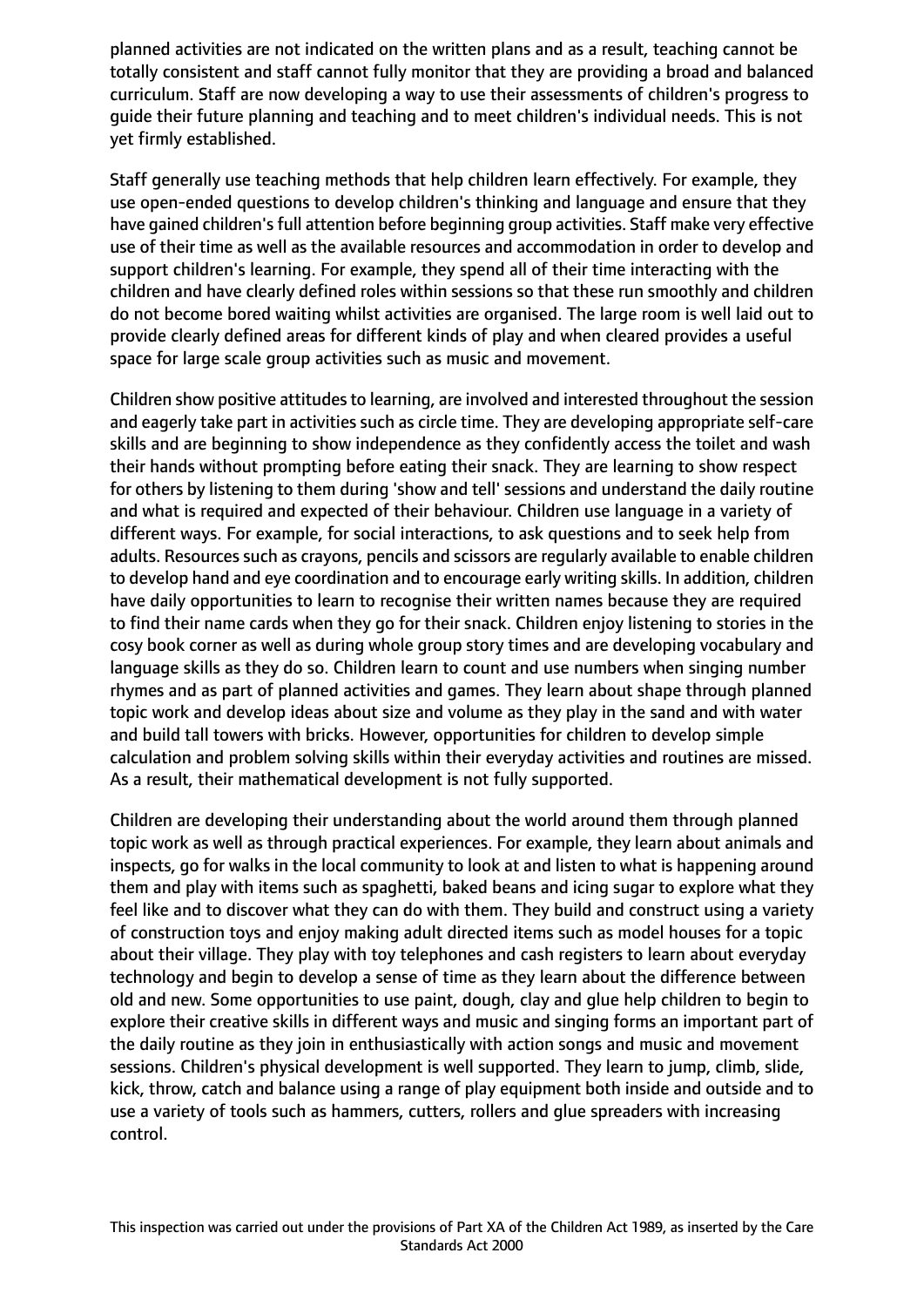planned activities are not indicated on the written plans and as a result, teaching cannot be totally consistent and staff cannot fully monitor that they are providing a broad and balanced curriculum. Staff are now developing a way to use their assessments of children's progress to guide their future planning and teaching and to meet children's individual needs. This is not yet firmly established.

Staff generally use teaching methods that help children learn effectively. For example, they use open-ended questions to develop children's thinking and language and ensure that they have gained children's full attention before beginning group activities. Staff make very effective use of their time as well as the available resources and accommodation in order to develop and support children's learning. For example, they spend all of their time interacting with the children and have clearly defined roles within sessions so that these run smoothly and children do not become bored waiting whilst activities are organised. The large room is well laid out to provide clearly defined areas for different kinds of play and when cleared provides a useful space for large scale group activities such as music and movement.

Children show positive attitudes to learning, are involved and interested throughout the session and eagerly take part in activities such as circle time. They are developing appropriate self-care skills and are beginning to show independence as they confidently access the toilet and wash their hands without prompting before eating their snack. They are learning to show respect for others by listening to them during 'show and tell' sessions and understand the daily routine and what is required and expected of their behaviour. Children use language in a variety of different ways. For example, for social interactions, to ask questions and to seek help from adults. Resources such as crayons, pencils and scissors are regularly available to enable children to develop hand and eye coordination and to encourage early writing skills. In addition, children have daily opportunities to learn to recognise their written names because they are required to find their name cards when they go for their snack. Children enjoy listening to stories in the cosy book corner as well as during whole group story times and are developing vocabulary and language skills as they do so. Children learn to count and use numbers when singing number rhymes and as part of planned activities and games. They learn about shape through planned topic work and develop ideas about size and volume as they play in the sand and with water and build tall towers with bricks. However, opportunities for children to develop simple calculation and problem solving skills within their everyday activities and routines are missed. As a result, their mathematical development is not fully supported.

Children are developing their understanding about the world around them through planned topic work as well as through practical experiences. For example, they learn about animals and inspects, go for walks in the local community to look at and listen to what is happening around them and play with items such as spaghetti, baked beans and icing sugar to explore what they feel like and to discover what they can do with them. They build and construct using a variety of construction toys and enjoy making adult directed items such as model houses for a topic about their village. They play with toy telephones and cash registers to learn about everyday technology and begin to develop a sense of time as they learn about the difference between old and new. Some opportunities to use paint, dough, clay and glue help children to begin to explore their creative skills in different ways and music and singing forms an important part of the daily routine as they join in enthusiastically with action songs and music and movement sessions. Children's physical development is well supported. They learn to jump, climb, slide, kick, throw, catch and balance using a range of play equipment both inside and outside and to use a variety of tools such as hammers, cutters, rollers and glue spreaders with increasing control.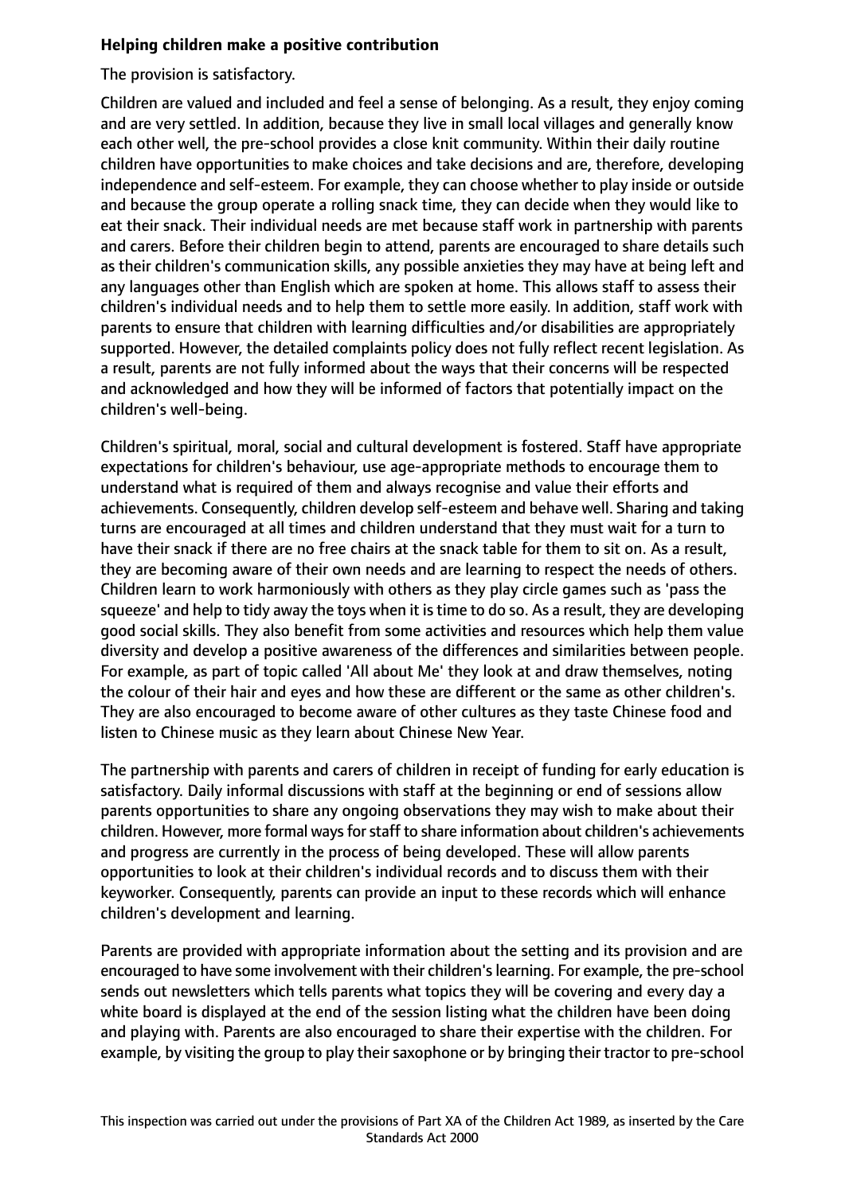**Helping children make a positive contribution**

The provision is satisfactory.

Children are valued and included and feel a sense of belonging. As a result, they enjoy coming and are very settled. In addition, because they live in small local villages and generally know each other well, the pre-school provides a close knit community. Within their daily routine children have opportunities to make choices and take decisions and are, therefore, developing independence and self-esteem. For example, they can choose whether to play inside or outside and because the group operate a rolling snack time, they can decide when they would like to eat their snack. Their individual needs are met because staff work in partnership with parents and carers. Before their children begin to attend, parents are encouraged to share details such as their children's communication skills, any possible anxieties they may have at being left and any languages other than English which are spoken at home. This allows staff to assess their children's individual needs and to help them to settle more easily. In addition, staff work with parents to ensure that children with learning difficulties and/or disabilities are appropriately supported. However, the detailed complaints policy does not fully reflect recent legislation. As a result, parents are not fully informed about the ways that their concerns will be respected and acknowledged and how they will be informed of factors that potentially impact on the children's well-being.

Children's spiritual, moral, social and cultural development is fostered. Staff have appropriate expectations for children's behaviour, use age-appropriate methods to encourage them to understand what is required of them and always recognise and value their efforts and achievements. Consequently, children develop self-esteem and behave well. Sharing and taking turns are encouraged at all times and children understand that they must wait for a turn to have their snack if there are no free chairs at the snack table for them to sit on. As a result, they are becoming aware of their own needs and are learning to respect the needs of others. Children learn to work harmoniously with others as they play circle games such as 'pass the squeeze' and help to tidy away the toys when it is time to do so. As a result, they are developing good social skills. They also benefit from some activities and resources which help them value diversity and develop a positive awareness of the differences and similarities between people. For example, as part of topic called 'All about Me' they look at and draw themselves, noting the colour of their hair and eyes and how these are different or the same as other children's. They are also encouraged to become aware of other cultures as they taste Chinese food and listen to Chinese music as they learn about Chinese New Year.

The partnership with parents and carers of children in receipt of funding for early education is satisfactory. Daily informal discussions with staff at the beginning or end of sessions allow parents opportunities to share any ongoing observations they may wish to make about their children. However, more formal ways for staff to share information about children's achievements and progress are currently in the process of being developed. These will allow parents opportunities to look at their children's individual records and to discuss them with their keyworker. Consequently, parents can provide an input to these records which will enhance children's development and learning.

Parents are provided with appropriate information about the setting and its provision and are encouraged to have some involvement with their children's learning. For example, the pre-school sends out newsletters which tells parents what topics they will be covering and every day a white board is displayed at the end of the session listing what the children have been doing and playing with. Parents are also encouraged to share their expertise with the children. For example, by visiting the group to play their saxophone or by bringing their tractor to pre-school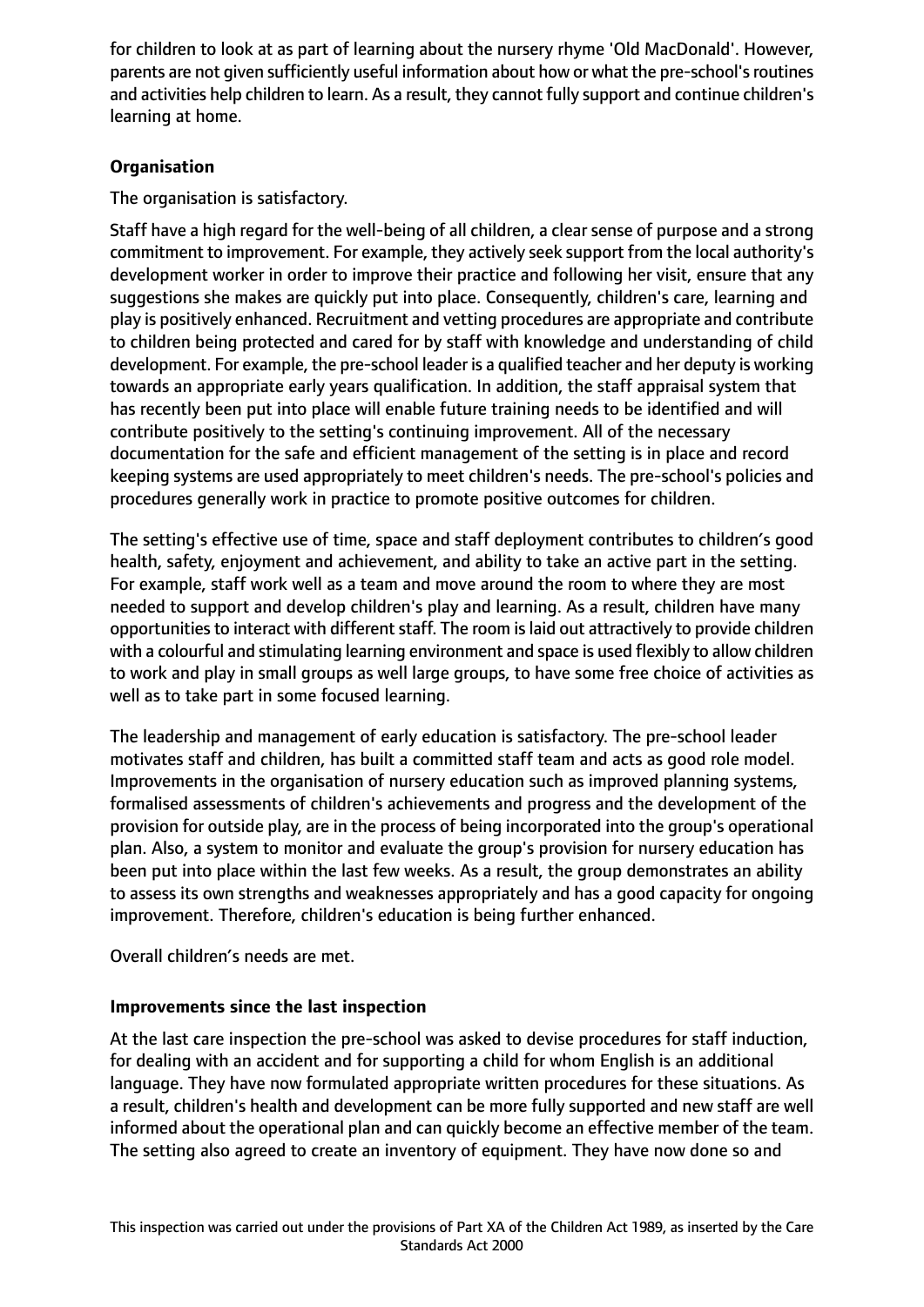for children to look at as part of learning about the nursery rhyme 'Old MacDonald'. However, parents are not given sufficiently useful information about how or what the pre-school's routines and activities help children to learn. As a result, they cannot fully support and continue children's learning at home.

**Organisation**

The organisation is satisfactory.

Staff have a high regard for the well-being of all children, a clear sense of purpose and a strong commitment to improvement. For example, they actively seek support from the local authority's development worker in order to improve their practice and following her visit, ensure that any suggestions she makes are quickly put into place. Consequently, children's care, learning and play is positively enhanced. Recruitment and vetting procedures are appropriate and contribute to children being protected and cared for by staff with knowledge and understanding of child development. For example, the pre-school leader is a qualified teacher and her deputy is working towards an appropriate early years qualification. In addition, the staff appraisal system that has recently been put into place will enable future training needs to be identified and will contribute positively to the setting's continuing improvement. All of the necessary documentation for the safe and efficient management of the setting is in place and record keeping systems are used appropriately to meet children's needs. The pre-school's policies and procedures generally work in practice to promote positive outcomes for children.

The setting's effective use of time, space and staff deployment contributes to children’s good health, safety, enjoyment and achievement, and ability to take an active part in the setting. For example, staff work well as a team and move around the room to where they are most needed to support and develop children's play and learning. As a result, children have many opportunities to interact with different staff. The room is laid out attractively to provide children with a colourful and stimulating learning environment and space is used flexibly to allow children to work and play in small groups as well large groups, to have some free choice of activities as well as to take part in some focused learning.

The leadership and management of early education is satisfactory. The pre-school leader motivates staff and children, has built a committed staff team and acts as good role model. Improvements in the organisation of nursery education such as improved planning systems, formalised assessments of children's achievements and progress and the development of the provision for outside play, are in the process of being incorporated into the group's operational plan. Also, a system to monitor and evaluate the group's provision for nursery education has been put into place within the last few weeks. As a result, the group demonstrates an ability to assess its own strengths and weaknesses appropriately and has a good capacity for ongoing improvement. Therefore, children's education is being further enhanced.

Overall children’s needs are met.

**Improvements since the last inspection**

At the last care inspection the pre-school was asked to devise procedures for staff induction, for dealing with an accident and for supporting a child for whom English is an additional language. They have now formulated appropriate written procedures for these situations. As a result, children's health and development can be more fully supported and new staff are well informed about the operational plan and can quickly become an effective member of the team. The setting also agreed to create an inventory of equipment. They have now done so and

This inspection was carried out under the provisions of Part XA of the Children Act 1989, as inserted by the Care Standards Act 2000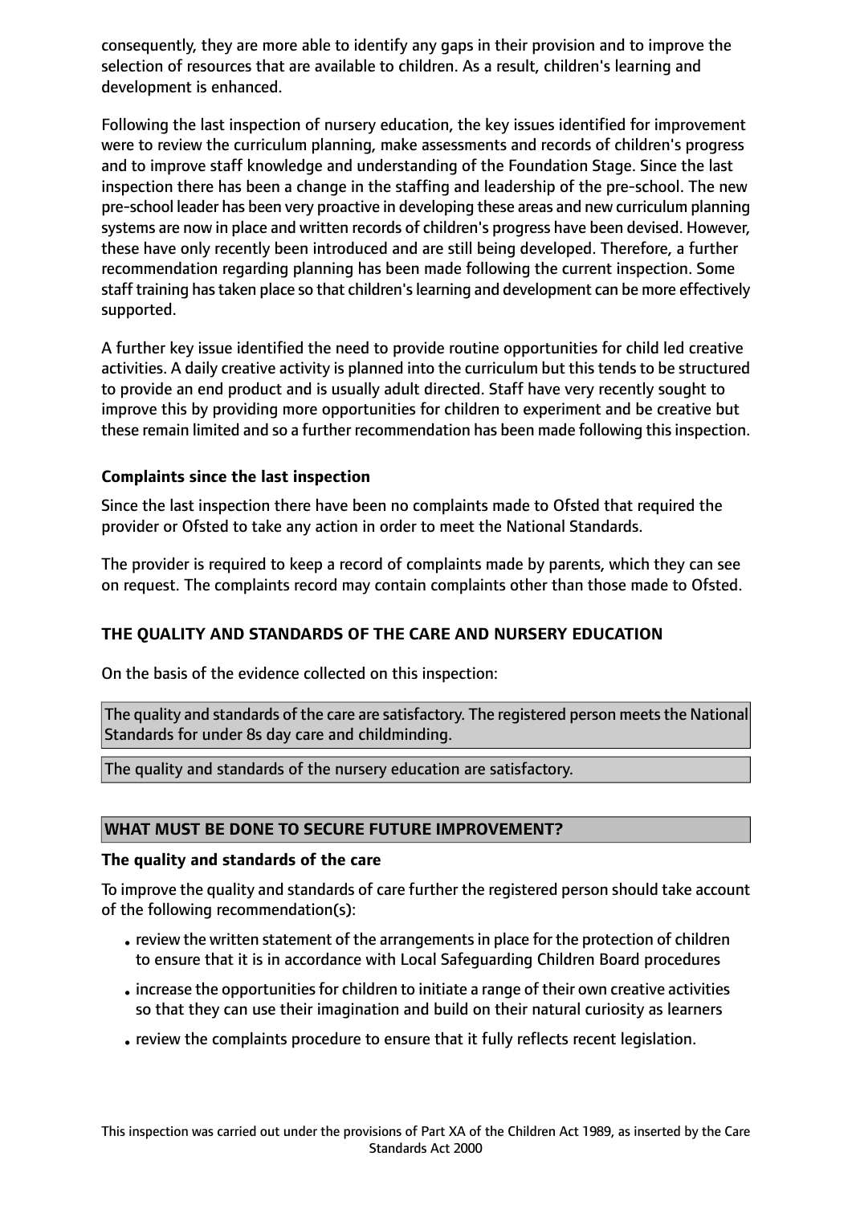consequently, they are more able to identify any gaps in their provision and to improve the selection of resources that are available to children. As a result, children's learning and development is enhanced.

Following the last inspection of nursery education, the key issues identified for improvement were to review the curriculum planning, make assessments and records of children's progress and to improve staff knowledge and understanding of the Foundation Stage. Since the last inspection there has been a change in the staffing and leadership of the pre-school. The new pre-school leader has been very proactive in developing these areas and new curriculum planning systems are now in place and written records of children's progress have been devised. However, these have only recently been introduced and are still being developed. Therefore, a further recommendation regarding planning has been made following the current inspection. Some staff training has taken place so that children's learning and development can be more effectively supported.

A further key issue identified the need to provide routine opportunities for child led creative activities. A daily creative activity is planned into the curriculum but this tends to be structured to provide an end product and is usually adult directed. Staff have very recently sought to improve this by providing more opportunities for children to experiment and be creative but these remain limited and so a further recommendation has been made following this inspection.

**Complaints since the last inspection**

Since the last inspection there have been no complaints made to Ofsted that required the provider or Ofsted to take any action in order to meet the National Standards.

The provider is required to keep a record of complaints made by parents, which they can see on request. The complaints record may contain complaints other than those made to Ofsted.

## THE QUALITY AND STANDARDS OF THE CARE AND NURSERY EDUCATION

On the basis of the evidence collected on this inspection:

The quality and standards of the care are satisfactory. The registered person meets the National Standards for under 8s day care and childminding.

The quality and standards of the nursery education are satisfactory.

## WHAT MUST BE DONE TO SECURE FUTURE IMPROVEMENT?

**The quality and standards of the care**

To improve the quality and standards of care further the registered person should take account of the following recommendation(s):

- review the written statement of the arrangements in place for the protection of children to ensure that it is in accordance with Local Safeguarding Children Board procedures
- increase the opportunities for children to initiate a range of their own creative activities so that they can use their imagination and build on their natural curiosity as learners
- review the complaints procedure to ensure that it fully reflects recent legislation.

This inspection was carried out under the provisions of Part XA of the Children Act 1989, as inserted by the Care Standards Act 2000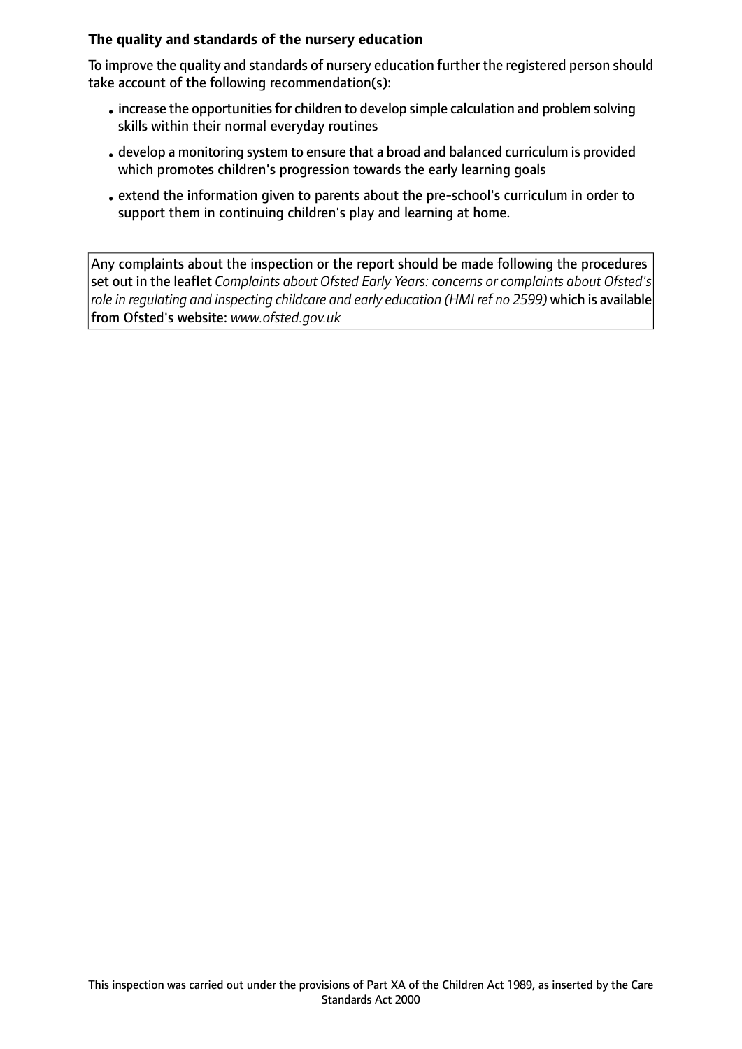**The quality and standards of the nursery education**

To improve the quality and standards of nursery education further the registered person should take account of the following recommendation(s):

- increase the opportunities for children to develop simple calculation and problem solving skills within their normal everyday routines
- develop a monitoring system to ensure that a broad and balanced curriculum is provided which promotes children's progression towards the early learning goals
- extend the information given to parents about the pre-school's curriculum in order to support them in continuing children's play and learning at home.

Any complaints about the inspection or the report should be made following the procedures set out in the leaflet *Complaints about Ofsted Early Years: concerns or complaints about Ofsted's role in regulating and inspecting childcare and early education (HMI ref no 2599)* which is available from Ofsted's website: *www.ofsted.gov.uk*

This inspection was carried out under the provisions of Part XA of the Children Act 1989, as inserted by the Care Standards Act 2000